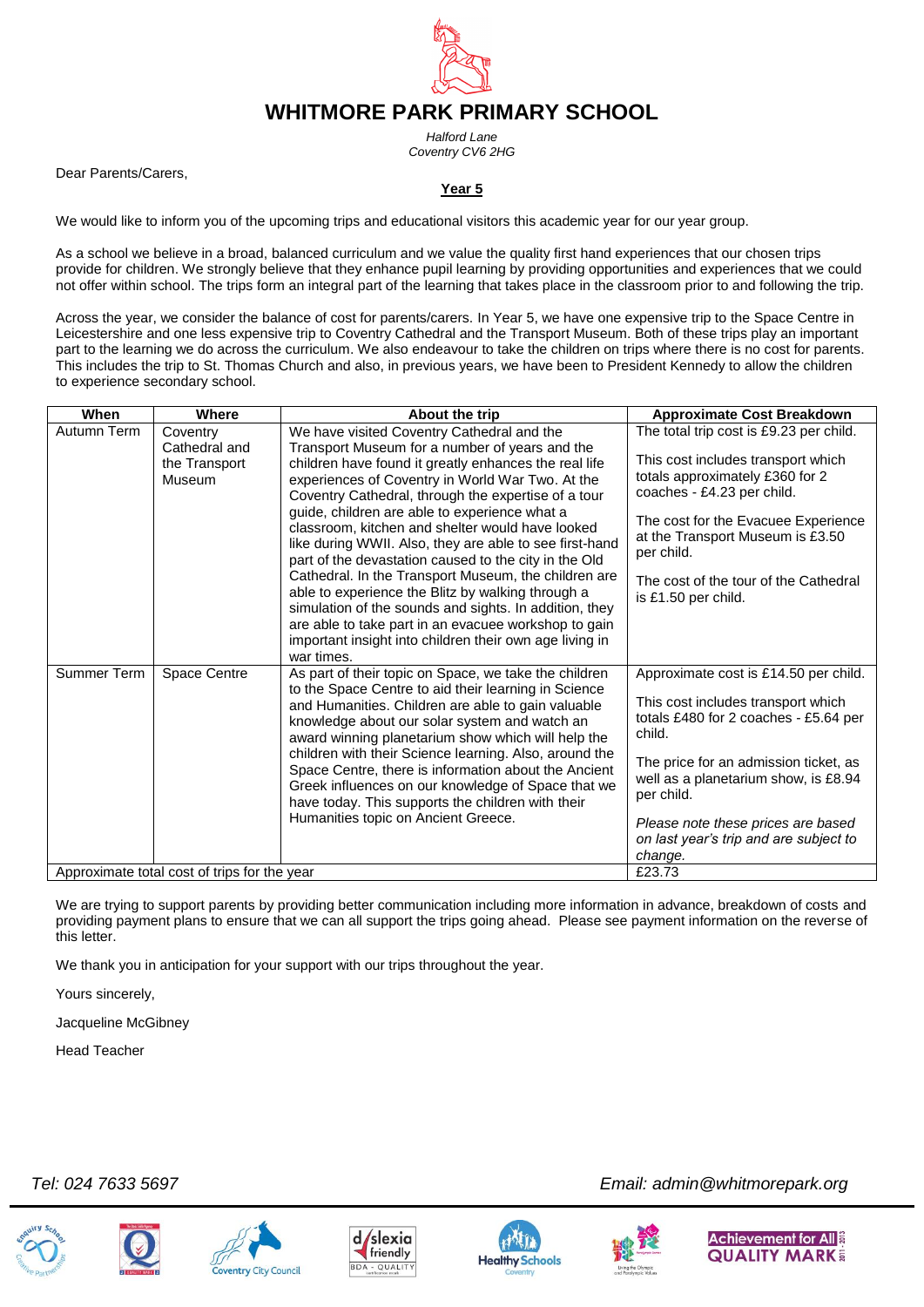# WHITMORE PARK PRIMARY SCHOOL

*Halford Lane*
*Coventry CV6 2HG*

Dear Parents/Carers,

**Year 5**

We would like to inform you of the upcoming trips and educational visitors this academic year for our year group.

As a school we believe in a broad, balanced curriculum and we value the quality first hand experiences that our chosen trips provide for children. We strongly believe that they enhance pupil learning by providing opportunities and experiences that we could not offer within school. The trips form an integral part of the learning that takes place in the classroom prior to and following the trip.

Across the year, we consider the balance of cost for parents/carers. In Year 5, we have one expensive trip to the Space Centre in Leicestershire and one less expensive trip to Coventry Cathedral and the Transport Museum. Both of these trips play an important part to the learning we do across the curriculum. We also endeavour to take the children on trips where there is no cost for parents. This includes the trip to St. Thomas Church and also, in previous years, we have been to President Kennedy to allow the children to experience secondary school.

| When | Where | About the trip | Approximate Cost Breakdown |
|---|---|---|---|
| Autumn Term | Coventry Cathedral and the Transport Museum | We have visited Coventry Cathedral and the Transport Museum for a number of years and the children have found it greatly enhances the real life experiences of Coventry in World War Two. At the Coventry Cathedral, through the expertise of a tour guide, children are able to experience what a classroom, kitchen and shelter would have looked like during WWII. Also, they are able to see first-hand part of the devastation caused to the city in the Old Cathedral. In the Transport Museum, the children are able to experience the Blitz by walking through a simulation of the sounds and sights. In addition, they are able to take part in an evacuee workshop to gain important insight into children their own age living in war times. | The total trip cost is £9.23 per child.<br><br>This cost includes transport which totals approximately £360 for 2 coaches - £4.23 per child.<br><br>The cost for the Evacuee Experience at the Transport Museum is £3.50 per child.<br><br>The cost of the tour of the Cathedral is £1.50 per child. |
| Summer Term | Space Centre | As part of their topic on Space, we take the children to the Space Centre to aid their learning in Science and Humanities. Children are able to gain valuable knowledge about our solar system and watch an award winning planetarium show which will help the children with their Science learning. Also, around the Space Centre, there is information about the Ancient Greek influences on our knowledge of Space that we have today. This supports the children with their Humanities topic on Ancient Greece. | Approximate cost is £14.50 per child.<br><br>This cost includes transport which totals £480 for 2 coaches - £5.64 per child.<br><br>The price for an admission ticket, as well as a planetarium show, is £8.94 per child.<br><br>*Please note these prices are based on last year's trip and are subject to change.* |
| Approximate total cost of trips for the year | | | £23.73 |

We are trying to support parents by providing better communication including more information in advance, breakdown of costs and providing payment plans to ensure that we can all support the trips going ahead. Please see payment information on the reverse of this letter.

We thank you in anticipation for your support with our trips throughout the year.

Yours sincerely,

Jacqueline McGibney

Head Teacher

*Tel: 024 7633 5697*

*Email: admin@whitmorepark.org*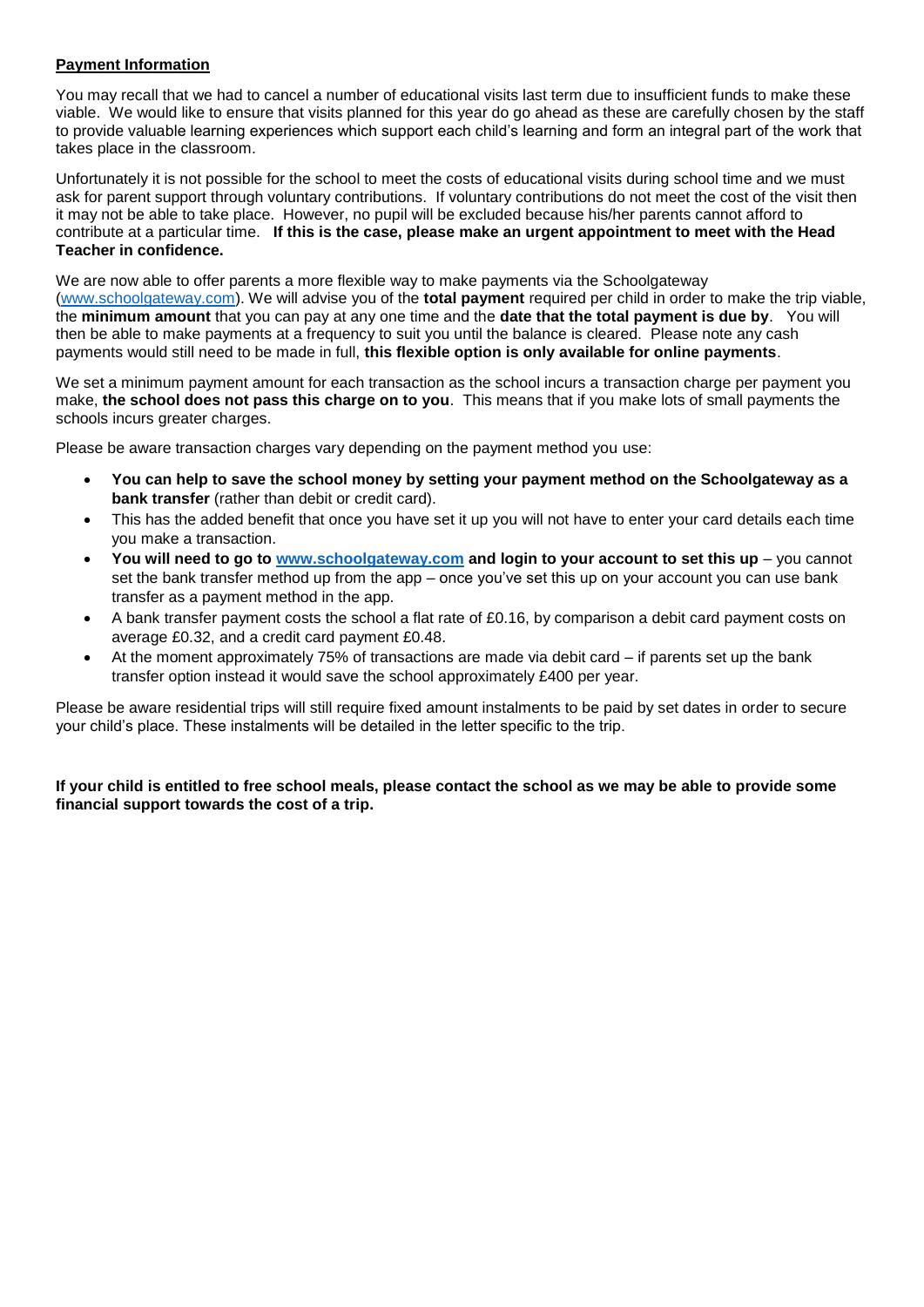**Payment Information**

You may recall that we had to cancel a number of educational visits last term due to insufficient funds to make these viable. We would like to ensure that visits planned for this year do go ahead as these are carefully chosen by the staff to provide valuable learning experiences which support each child's learning and form an integral part of the work that takes place in the classroom.

Unfortunately it is not possible for the school to meet the costs of educational visits during school time and we must ask for parent support through voluntary contributions. If voluntary contributions do not meet the cost of the visit then it may not be able to take place. However, no pupil will be excluded because his/her parents cannot afford to contribute at a particular time. **If this is the case, please make an urgent appointment to meet with the Head Teacher in confidence.**

We are now able to offer parents a more flexible way to make payments via the Schoolgateway (www.schoolgateway.com). We will advise you of the **total payment** required per child in order to make the trip viable, the **minimum amount** that you can pay at any one time and the **date that the total payment is due by**. You will then be able to make payments at a frequency to suit you until the balance is cleared. Please note any cash payments would still need to be made in full, **this flexible option is only available for online payments**.

We set a minimum payment amount for each transaction as the school incurs a transaction charge per payment you make, **the school does not pass this charge on to you**. This means that if you make lots of small payments the schools incurs greater charges.

Please be aware transaction charges vary depending on the payment method you use:

- **You can help to save the school money by setting your payment method on the Schoolgateway as a bank transfer** (rather than debit or credit card).
- This has the added benefit that once you have set it up you will not have to enter your card details each time you make a transaction.
- **You will need to go to www.schoolgateway.com and login to your account to set this up** – you cannot set the bank transfer method up from the app – once you've set this up on your account you can use bank transfer as a payment method in the app.
- A bank transfer payment costs the school a flat rate of £0.16, by comparison a debit card payment costs on average £0.32, and a credit card payment £0.48.
- At the moment approximately 75% of transactions are made via debit card – if parents set up the bank transfer option instead it would save the school approximately £400 per year.

Please be aware residential trips will still require fixed amount instalments to be paid by set dates in order to secure your child's place. These instalments will be detailed in the letter specific to the trip.

**If your child is entitled to free school meals, please contact the school as we may be able to provide some financial support towards the cost of a trip.**